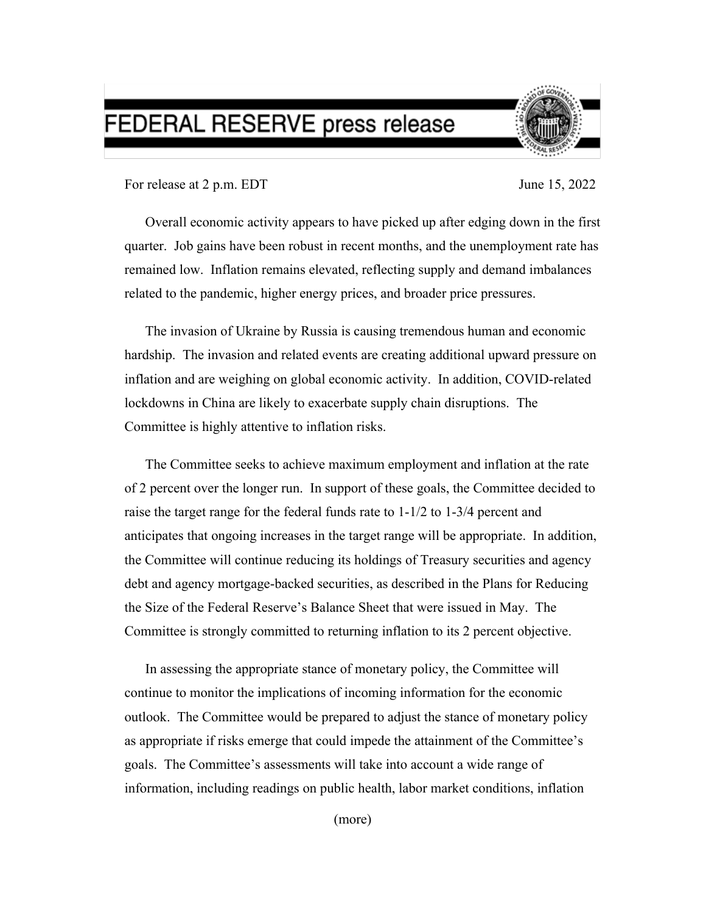# FEDERAL RESERVE press release

For release at 2 p.m. EDT June 15, 2022

Overall economic activity appears to have picked up after edging down in the first quarter. Job gains have been robust in recent months, and the unemployment rate has remained low. Inflation remains elevated, reflecting supply and demand imbalances related to the pandemic, higher energy prices, and broader price pressures.

The invasion of Ukraine by Russia is causing tremendous human and economic hardship. The invasion and related events are creating additional upward pressure on inflation and are weighing on global economic activity. In addition, COVID-related lockdowns in China are likely to exacerbate supply chain disruptions. The Committee is highly attentive to inflation risks.

The Committee seeks to achieve maximum employment and inflation at the rate of 2 percent over the longer run. In support of these goals, the Committee decided to raise the target range for the federal funds rate to 1-1/2 to 1-3/4 percent and anticipates that ongoing increases in the target range will be appropriate. In addition, the Committee will continue reducing its holdings of Treasury securities and agency debt and agency mortgage-backed securities, as described in the Plans for Reducing the Size of the Federal Reserve's Balance Sheet that were issued in May. The Committee is strongly committed to returning inflation to its 2 percent objective.

In assessing the appropriate stance of monetary policy, the Committee will continue to monitor the implications of incoming information for the economic outlook. The Committee would be prepared to adjust the stance of monetary policy as appropriate if risks emerge that could impede the attainment of the Committee's goals. The Committee's assessments will take into account a wide range of information, including readings on public health, labor market conditions, inflation

(more)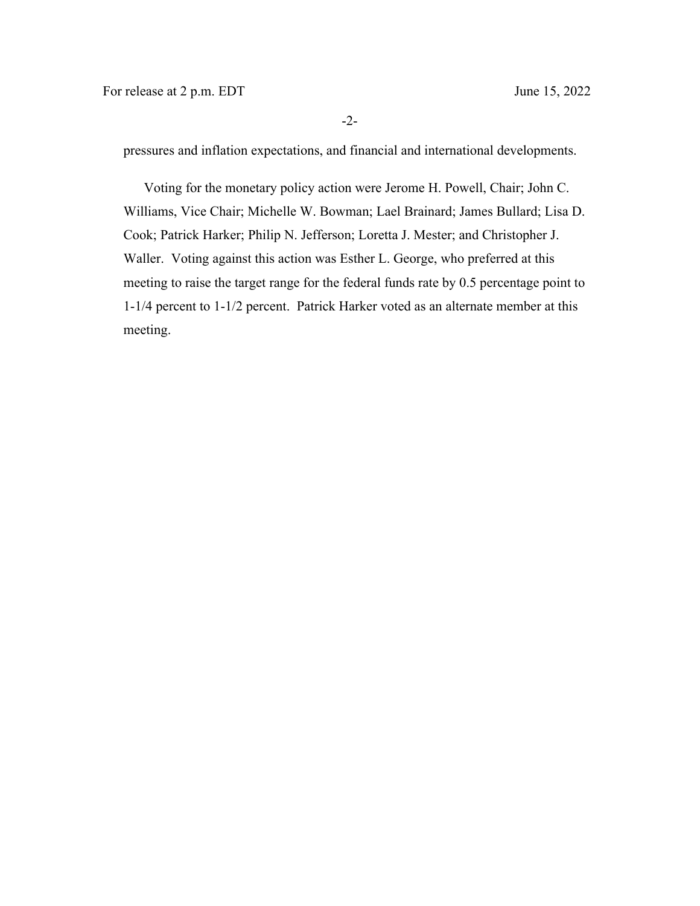pressures and inflation expectations, and financial and international developments.

Voting for the monetary policy action were Jerome H. Powell, Chair; John C. Williams, Vice Chair; Michelle W. Bowman; Lael Brainard; James Bullard; Lisa D. Cook; Patrick Harker; Philip N. Jefferson; Loretta J. Mester; and Christopher J. Waller. Voting against this action was Esther L. George, who preferred at this meeting to raise the target range for the federal funds rate by 0.5 percentage point to 1-1/4 percent to 1-1/2 percent. Patrick Harker voted as an alternate member at this meeting.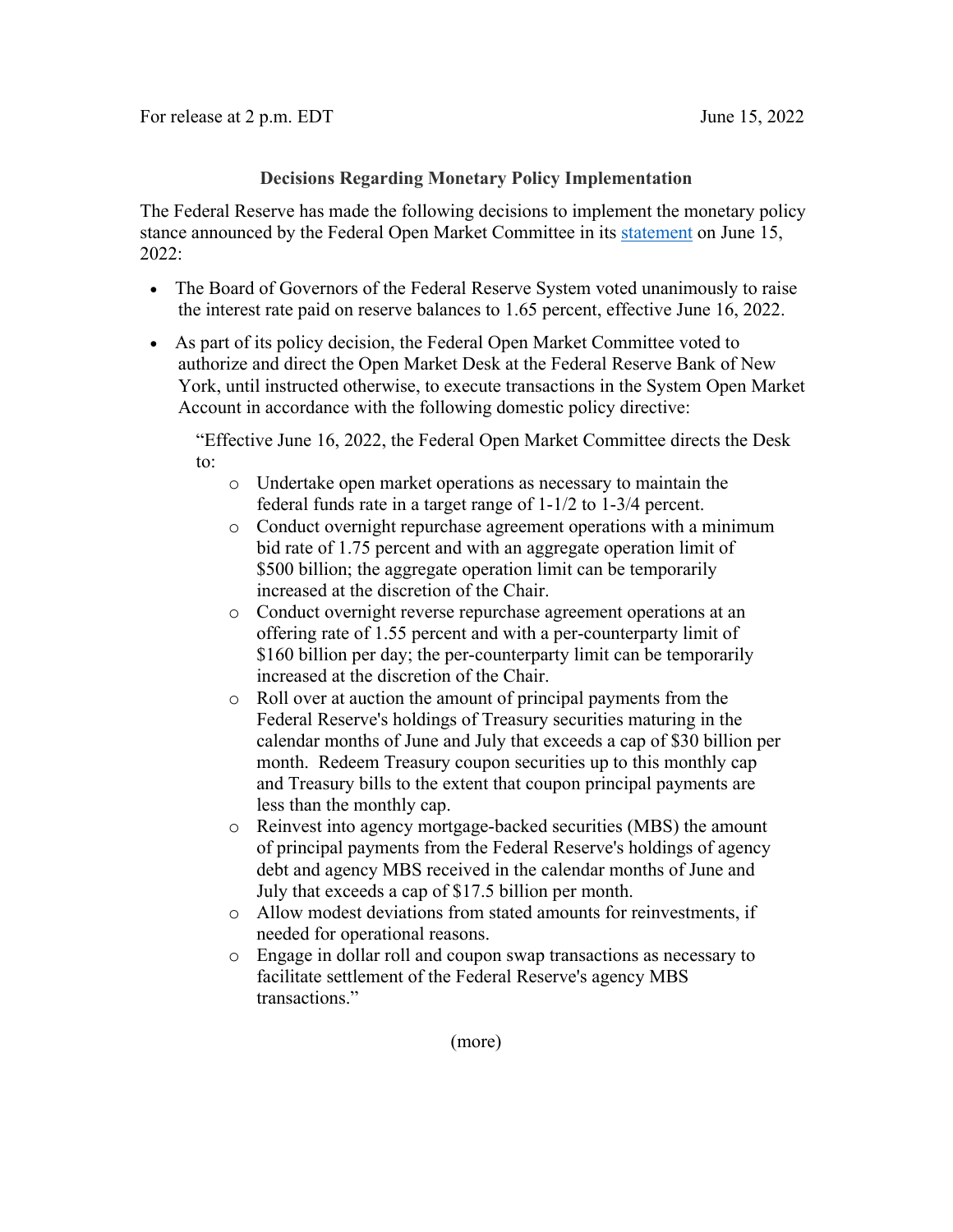For release at 2 p.m. EDT June 15, 2022

### Decisions Regarding Monetary Policy Implementation

The Federal Reserve has made the following decisions to implement the monetary policy stance announced by the Federal Open Market Committee in its [statement](statement) on June 15, 2022:

- The Board of Governors of the Federal Reserve System voted unanimously to raise the interest rate paid on reserve balances to 1.65 percent, effective June 16, 2022.
- As part of its policy decision, the Federal Open Market Committee voted to authorize and direct the Open Market Desk at the Federal Reserve Bank of New York, until instructed otherwise, to execute transactions in the System Open Market Account in accordance with the following domestic policy directive:

  "Effective June 16, 2022, the Federal Open Market Committee directs the Desk to:

  - Undertake open market operations as necessary to maintain the federal funds rate in a target range of 1-1/2 to 1-3/4 percent.
  - Conduct overnight repurchase agreement operations with a minimum bid rate of 1.75 percent and with an aggregate operation limit of $500 billion; the aggregate operation limit can be temporarily increased at the discretion of the Chair.
  - Conduct overnight reverse repurchase agreement operations at an offering rate of 1.55 percent and with a per-counterparty limit of $160 billion per day; the per-counterparty limit can be temporarily increased at the discretion of the Chair.
  - Roll over at auction the amount of principal payments from the Federal Reserve's holdings of Treasury securities maturing in the calendar months of June and July that exceeds a cap of $30 billion per month. Redeem Treasury coupon securities up to this monthly cap and Treasury bills to the extent that coupon principal payments are less than the monthly cap.
  - Reinvest into agency mortgage-backed securities (MBS) the amount of principal payments from the Federal Reserve's holdings of agency debt and agency MBS received in the calendar months of June and July that exceeds a cap of $17.5 billion per month.
  - Allow modest deviations from stated amounts for reinvestments, if needed for operational reasons.
  - Engage in dollar roll and coupon swap transactions as necessary to facilitate settlement of the Federal Reserve's agency MBS transactions."

(more)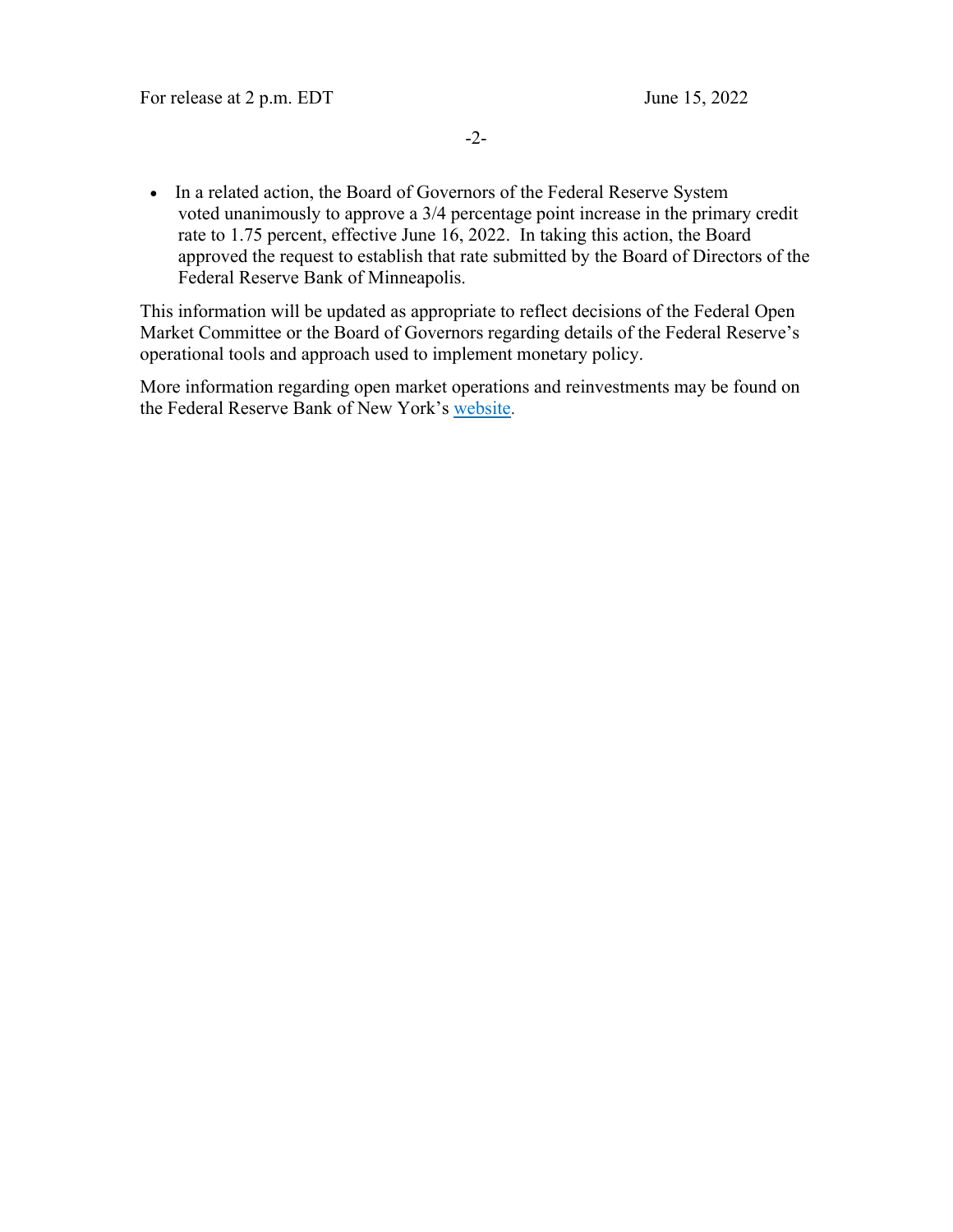- In a related action, the Board of Governors of the Federal Reserve System voted unanimously to approve a 3/4 percentage point increase in the primary credit rate to 1.75 percent, effective June 16, 2022. In taking this action, the Board approved the request to establish that rate submitted by the Board of Directors of the Federal Reserve Bank of Minneapolis.

This information will be updated as appropriate to reflect decisions of the Federal Open Market Committee or the Board of Governors regarding details of the Federal Reserve's operational tools and approach used to implement monetary policy.

More information regarding open market operations and reinvestments may be found on the Federal Reserve Bank of New York's website.